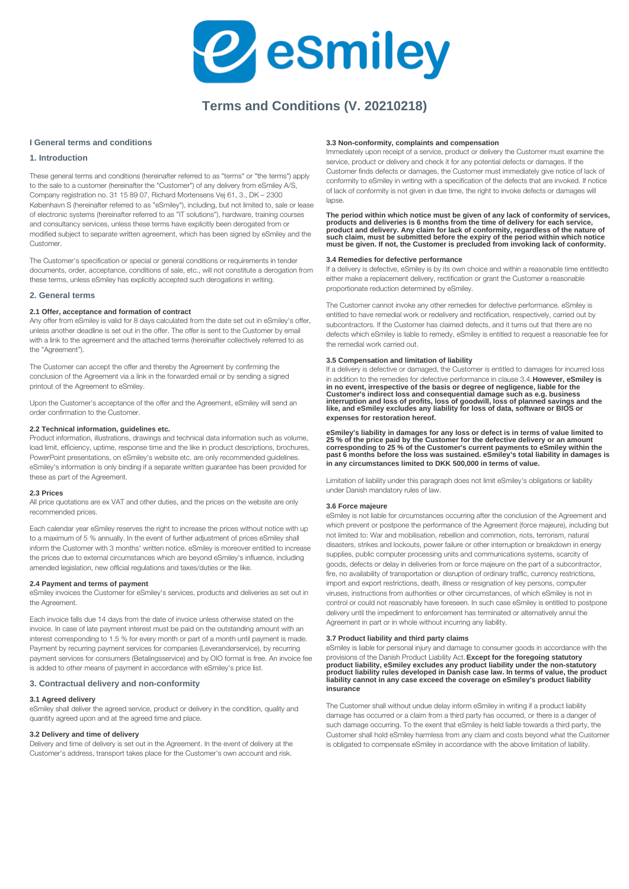# Terms and Conditions (V. 20210218)

## I General terms and conditions

## 1. Introduction

These general terms and conditions (hereinafter referred to as "terms" or "the terms") apply to the sale to a customer (hereinafter the "Customer") of any delivery from eSmiley A/S, Company registration no. 31 15 89 07, Richard Mortensens Vej 61, 3., DK – 2300 København S (hereinafter referred to as "eSmiley"), including, but not limited to, sale or lease of electronic systems (hereinafter referred to as "IT solutions"), hardware, training courses and consultancy services, unless these terms have explicitly been derogated from or modified subject to separate written agreement, which has been signed by eSmiley and the Customer.

The Customer's specification or special or general conditions or requirements in tender documents, order, acceptance, conditions of sale, etc., will not constitute a derogation from these terms, unless eSmiley has explicitly accepted such derogations in writing.

## 2. General terms

### 2.1 Offer, acceptance and formation of contract

Any offer from eSmiley is valid for 8 days calculated from the date set out in eSmiley's offer, unless another deadline is set out in the offer. The offer is sent to the Customer by email with a link to the agreement and the attached terms (hereinafter collectively referred to as the "Agreement").

The Customer can accept the offer and thereby the Agreement by confirming the conclusion of the Agreement via a link in the forwarded email or by sending a signed printout of the Agreement to eSmiley.

Upon the Customer's acceptance of the offer and the Agreement, eSmiley will send an order confirmation to the Customer.

### 2.2 Technical information, guidelines etc.

Product information, illustrations, drawings and technical data information such as volume, load limit, efficiency, uptime, response time and the like in product descriptions, brochures, PowerPoint presentations, on eSmiley's website etc. are only recommended guidelines. eSmiley's information is only binding if a separate written guarantee has been provided for these as part of the Agreement.

### 2.3 Prices

All price quotations are ex VAT and other duties, and the prices on the website are only recommended prices.

Each calendar year eSmiley reserves the right to increase the prices without notice with up to a maximum of 5 % annually. In the event of further adjustment of prices eSmiley shall inform the Customer with 3 months' written notice. eSmiley is moreover entitled to increase the prices due to external circumstances which are beyond eSmiley's influence, including amended legislation, new official regulations and taxes/duties or the like.

### 2.4 Payment and terms of payment

eSmiley invoices the Customer for eSmiley's services, products and deliveries as set out in the Agreement.

Each invoice falls due 14 days from the date of invoice unless otherwise stated on the invoice. In case of late payment interest must be paid on the outstanding amount with an interest corresponding to 1.5 % for every month or part of a month until payment is made. Payment by recurring payment services for companies (Leverandørservice), by recurring payment services for consumers (Betalingsservice) and by OIO format is free. An invoice fee is added to other means of payment in accordance with eSmiley's price list.

## 3. Contractual delivery and non-conformity

### 3.1 Agreed delivery

eSmiley shall deliver the agreed service, product or delivery in the condition, quality and quantity agreed upon and at the agreed time and place.

### 3.2 Delivery and time of delivery

Delivery and time of delivery is set out in the Agreement. In the event of delivery at the Customer's address, transport takes place for the Customer's own account and risk.

### 3.3 Non-conformity, complaints and compensation

Immediately upon receipt of a service, product or delivery the Customer must examine the service, product or delivery and check it for any potential defects or damages. If the Customer finds defects or damages, the Customer must immediately give notice of lack of conformity to eSmiley in writing with a specification of the defects that are invoked. If notice of lack of conformity is not given in due time, the right to invoke defects or damages will lapse.

**The period within which notice must be given of any lack of conformity of services, products and deliveries is 6 months from the time of delivery for each service, product and delivery. Any claim for lack of conformity, regardless of the nature of such claim, must be submitted before the expiry of the period within which notice must be given. If not, the Customer is precluded from invoking lack of conformity.**

### 3.4 Remedies for defective performance

If a delivery is defective, eSmiley is by its own choice and within a reasonable time entitledto either make a replacement delivery, rectification or grant the Customer a reasonable proportionate reduction determined by eSmiley.

The Customer cannot invoke any other remedies for defective performance. eSmiley is entitled to have remedial work or redelivery and rectification, respectively, carried out by subcontractors. If the Customer has claimed defects, and it turns out that there are no defects which eSmiley is liable to remedy, eSmiley is entitled to request a reasonable fee for the remedial work carried out.

### 3.5 Compensation and limitation of liability

If a delivery is defective or damaged, the Customer is entitled to damages for incurred loss in addition to the remedies for defective performance in clause 3.4. **However, eSmiley is in no event, irrespective of the basis or degree of negligence, liable for the Customer's indirect loss and consequential damage such as e.g. business interruption and loss of profits, loss of goodwill, loss of planned savings and the like, and eSmiley excludes any liability for loss of data, software or BIOS or expenses for restoration hereof.**

**eSmiley's liability in damages for any loss or defect is in terms of value limited to 25 % of the price paid by the Customer for the defective delivery or an amount corresponding to 25 % of the Customer's current payments to eSmiley within the past 6 months before the loss was sustained. eSmiley's total liability in damages is in any circumstances limited to DKK 500,000 in terms of value.**

Limitation of liability under this paragraph does not limit eSmiley's obligations or liability under Danish mandatory rules of law.

### 3.6 Force majeure

eSmiley is not liable for circumstances occurring after the conclusion of the Agreement and which prevent or postpone the performance of the Agreement (force majeure), including but not limited to: War and mobilisation, rebellion and commotion, riots, terrorism, natural disasters, strikes and lockouts, power failure or other interruption or breakdown in energy supplies, public computer processing units and communications systems, scarcity of goods, defects or delay in deliveries from or force majeure on the part of a subcontractor, fire, no availability of transportation or disruption of ordinary traffic, currency restrictions, import and export restrictions, death, illness or resignation of key persons, computer viruses, instructions from authorities or other circumstances, of which eSmiley is not in control or could not reasonably have foreseen. In such case eSmiley is entitled to postpone delivery until the impediment to enforcement has terminated or alternatively annul the Agreement in part or in whole without incurring any liability.

### 3.7 Product liability and third party claims

eSmiley is liable for personal injury and damage to consumer goods in accordance with the provisions of the Danish Product Liability Act. **Except for the foregoing statutory product liability, eSmiley excludes any product liability under the non-statutory product liability rules developed in Danish case law. In terms of value, the product liability cannot in any case exceed the coverage on eSmiley's product liability insurance**

The Customer shall without undue delay inform eSmiley in writing if a product liability damage has occurred or a claim from a third party has occurred, or there is a danger of such damage occurring. To the extent that eSmiley is held liable towards a third party, the Customer shall hold eSmiley harmless from any claim and costs beyond what the Customer is obligated to compensate eSmiley in accordance with the above limitation of liability.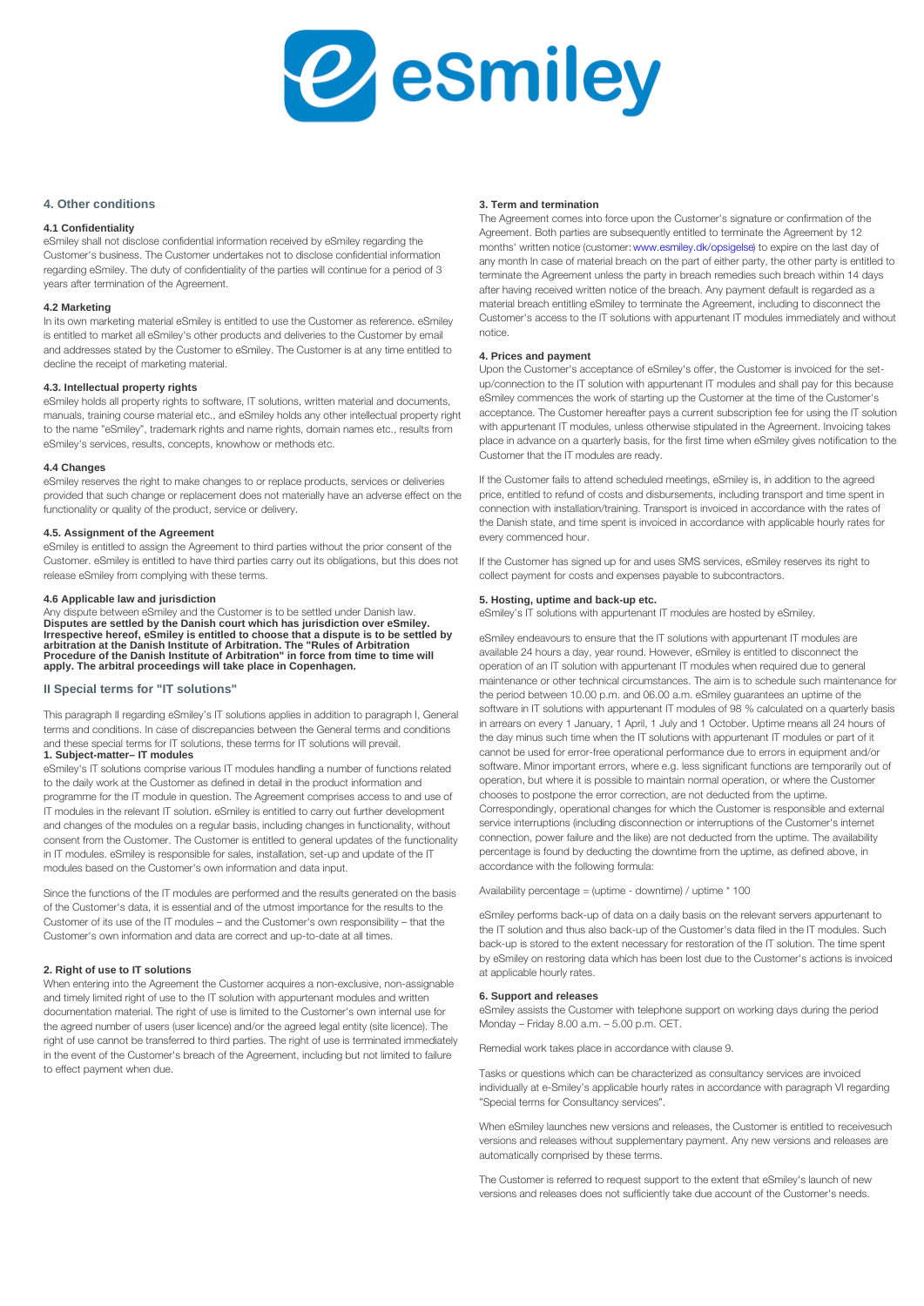## 4. Other conditions

### 4.1 Confidentiality

eSmiley shall not disclose confidential information received by eSmiley regarding the Customer's business. The Customer undertakes not to disclose confidential information regarding eSmiley. The duty of confidentiality of the parties will continue for a period of 3 years after termination of the Agreement.

### 4.2 Marketing

In its own marketing material eSmiley is entitled to use the Customer as reference. eSmiley is entitled to market all eSmiley's other products and deliveries to the Customer by email and addresses stated by the Customer to eSmiley. The Customer is at any time entitled to decline the receipt of marketing material.

### 4.3. Intellectual property rights

eSmiley holds all property rights to software, IT solutions, written material and documents, manuals, training course material etc., and eSmiley holds any other intellectual property right to the name "eSmiley", trademark rights and name rights, domain names etc., results from eSmiley's services, results, concepts, knowhow or methods etc.

### 4.4 Changes

eSmiley reserves the right to make changes to or replace products, services or deliveries provided that such change or replacement does not materially have an adverse effect on the functionality or quality of the product, service or delivery.

### 4.5. Assignment of the Agreement

eSmiley is entitled to assign the Agreement to third parties without the prior consent of the Customer. eSmiley is entitled to have third parties carry out its obligations, but this does not release eSmiley from complying with these terms.

### 4.6 Applicable law and jurisdiction

Any dispute between eSmiley and the Customer is to be settled under Danish law. **Disputes are settled by the Danish court which has jurisdiction over eSmiley. Irrespective hereof, eSmiley is entitled to choose that a dispute is to be settled by arbitration at the Danish Institute of Arbitration. The "Rules of Arbitration Procedure of the Danish Institute of Arbitration" in force from time to time will apply. The arbitral proceedings will take place in Copenhagen.**

## II Special terms for "IT solutions"

This paragraph II regarding eSmiley's IT solutions applies in addition to paragraph I, General terms and conditions. In case of discrepancies between the General terms and conditions and these special terms for IT solutions, these terms for IT solutions will prevail.

### 1. Subject-matter– IT modules

eSmiley's IT solutions comprise various IT modules handling a number of functions related to the daily work at the Customer as defined in detail in the product information and programme for the IT module in question. The Agreement comprises access to and use of IT modules in the relevant IT solution. eSmiley is entitled to carry out further development and changes of the modules on a regular basis, including changes in functionality, without consent from the Customer. The Customer is entitled to general updates of the functionality in IT modules. eSmiley is responsible for sales, installation, set-up and update of the IT modules based on the Customer's own information and data input.

Since the functions of the IT modules are performed and the results generated on the basis of the Customer's data, it is essential and of the utmost importance for the results to the Customer of its use of the IT modules – and the Customer's own responsibility – that the Customer's own information and data are correct and up-to-date at all times.

### 2. Right of use to IT solutions

When entering into the Agreement the Customer acquires a non-exclusive, non-assignable and timely limited right of use to the IT solution with appurtenant modules and written documentation material. The right of use is limited to the Customer's own internal use for the agreed number of users (user licence) and/or the agreed legal entity (site licence). The right of use cannot be transferred to third parties. The right of use is terminated immediately in the event of the Customer's breach of the Agreement, including but not limited to failure to effect payment when due.

### 3. Term and termination

The Agreement comes into force upon the Customer's signature or confirmation of the Agreement. Both parties are subsequently entitled to terminate the Agreement by 12 months' written notice (customer: www.esmiley.dk/opsigelse) to expire on the last day of any month In case of material breach on the part of either party, the other party is entitled to terminate the Agreement unless the party in breach remedies such breach within 14 days after having received written notice of the breach. Any payment default is regarded as a material breach entitling eSmiley to terminate the Agreement, including to disconnect the Customer's access to the IT solutions with appurtenant IT modules immediately and without notice.

### 4. Prices and payment

Upon the Customer's acceptance of eSmiley's offer, the Customer is invoiced for the set-up/connection to the IT solution with appurtenant IT modules and shall pay for this because eSmiley commences the work of starting up the Customer at the time of the Customer's acceptance. The Customer hereafter pays a current subscription fee for using the IT solution with appurtenant IT modules, unless otherwise stipulated in the Agreement. Invoicing takes place in advance on a quarterly basis, for the first time when eSmiley gives notification to the Customer that the IT modules are ready.

If the Customer fails to attend scheduled meetings, eSmiley is, in addition to the agreed price, entitled to refund of costs and disbursements, including transport and time spent in connection with installation/training. Transport is invoiced in accordance with the rates of the Danish state, and time spent is invoiced in accordance with applicable hourly rates for every commenced hour.

If the Customer has signed up for and uses SMS services, eSmiley reserves its right to collect payment for costs and expenses payable to subcontractors.

### 5. Hosting, uptime and back-up etc.

eSmiley's IT solutions with appurtenant IT modules are hosted by eSmiley.

eSmiley endeavours to ensure that the IT solutions with appurtenant IT modules are available 24 hours a day, year round. However, eSmiley is entitled to disconnect the operation of an IT solution with appurtenant IT modules when required due to general maintenance or other technical circumstances. The aim is to schedule such maintenance for the period between 10.00 p.m. and 06.00 a.m. eSmiley guarantees an uptime of the software in IT solutions with appurtenant IT modules of 98 % calculated on a quarterly basis in arrears on every 1 January, 1 April, 1 July and 1 October. Uptime means all 24 hours of the day minus such time when the IT solutions with appurtenant IT modules or part of it cannot be used for error-free operational performance due to errors in equipment and/or software. Minor important errors, where e.g. less significant functions are temporarily out of operation, but where it is possible to maintain normal operation, or where the Customer chooses to postpone the error correction, are not deducted from the uptime. Correspondingly, operational changes for which the Customer is responsible and external service interruptions (including disconnection or interruptions of the Customer's internet connection, power failure and the like) are not deducted from the uptime. The availability percentage is found by deducting the downtime from the uptime, as defined above, in accordance with the following formula:

Availability percentage = (uptime - downtime) / uptime * 100

eSmiley performs back-up of data on a daily basis on the relevant servers appurtenant to the IT solution and thus also back-up of the Customer's data filed in the IT modules. Such back-up is stored to the extent necessary for restoration of the IT solution. The time spent by eSmiley on restoring data which has been lost due to the Customer's actions is invoiced at applicable hourly rates.

### 6. Support and releases

eSmiley assists the Customer with telephone support on working days during the period Monday – Friday 8.00 a.m. – 5.00 p.m. CET.

Remedial work takes place in accordance with clause 9.

Tasks or questions which can be characterized as consultancy services are invoiced individually at e-Smiley's applicable hourly rates in accordance with paragraph VI regarding "Special terms for Consultancy services".

When eSmiley launches new versions and releases, the Customer is entitled to receivesuch versions and releases without supplementary payment. Any new versions and releases are automatically comprised by these terms.

The Customer is referred to request support to the extent that eSmiley's launch of new versions and releases does not sufficiently take due account of the Customer's needs.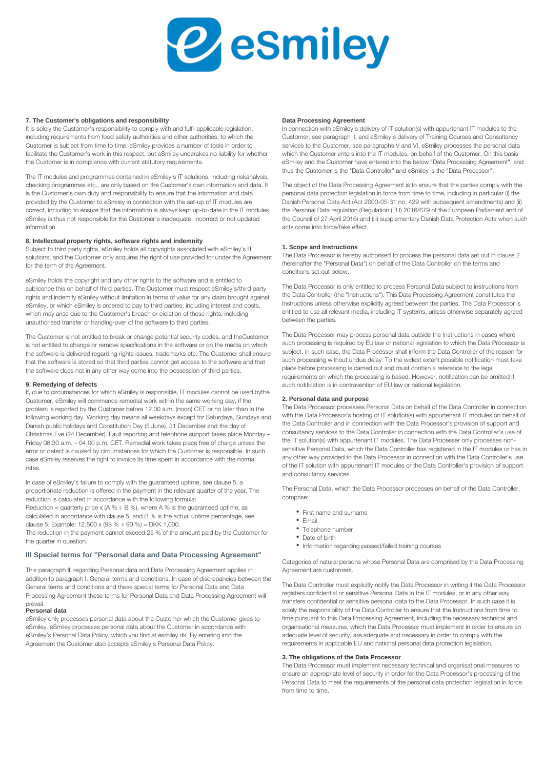### 7. The Customer's obligations and responsibility

It is solely the Customer's responsibility to comply with and fulfil applicable legislation, including requirements from food safety authorities and other authorities, to which the Customer is subject from time to time. eSmiley provides a number of tools in order to facilitate the Customer's work in this respect, but eSmiley underakes no liability for whether the Customer is in compliance with current statutory requirements.

The IT modules and programmes contained in eSmiley's IT solutions, including riskanalysis, checking programmes etc., are only based on the Customer's own information and data. It is the Customer's own duty and responsibility to ensure that the information and data provided by the Customer to eSmiley in connection with the set-up of IT modules are correct, including to ensure that the information is always kept up-to-date in the IT modules. eSmiley is thus not responsible for the Customer's inadequate, incorrect or not updated information.

### 8. Intellectual property rights, software rights and indemnity

Subject to third party rights, eSmiley holds all copyrights associated with eSmiley's IT solutions, and the Customer only acquires the right of use provided for under the Agreement for the term of the Agreement.

eSmiley holds the copyright and any other rights to the software and is entitled to sublicence this on behalf of third parties. The Customer must respect eSmiley's/third party rights and indemify eSmiley without limitation in terms of value for any claim brought against eSmiley, or which eSmiley is ordered to pay to third parties, including interest and costs, which may arise due to the Customer's breach or ciolation of these rights, including unauthorised transfer or handing-over of the software to third parties.

The Customer is not entitled to break or change potential security codes, and theCustomer is not entitled to change or remove specifications in the software or on the media on which the software is delivered regarding rights issues, trademarks etc. The Customer shall ensure that the software is stored so that third parties cannot get access to the software and that the software does not in any other way come into the possession of third parties.

### 9. Remedying of defects

If, due to circumstances for which eSmiley is responsible, IT modules cannot be used bythe Customer, eSmiley will commence remedial work within the same working day, if the problem is reported by the Customer before 12.00 a.m. (noon) CET or no later than in the following working day. Working day means all weekdays except for Saturdays, Sundays and Danish public holidays and Constitution Day (5 June), 31 December and the day of Christmas Eve (24 December). Fault reporting and telephone support takes place Monday – Friday 08.30 a.m. – 04:00 p.m. CET. Remedial work takes place free of charge unless the error or defect is caused by circumstances for which the Customer is responsible. In such case eSmiley reserves the right to invoice its time spent in accordance with the normal rates.

In case of eSmiley's failure to comply with the guaranteed uptime, see clause 5, a proportionate reduction is offered in the payment in the relevant quarter of the year. The reduction is calculated in accordance with the following formula:

Reduction = quarterly price x (A % ÷ B %), where A % is the guaranteed uptime, as calculated in accordance with clause 5, and B % is the actual uptime percentage, see clause 5. Example: 12,500 x (98 % ÷ 90 %) = DKK 1,000.

The reduction in the payment cannot exceed 25 % of the amount paid by the Customer for the quarter in question.

## III Special terms for "Personal data and Data Processing Agreement"

This paragraph III regarding Personal data and Data Processing Agreement applies in addition to paragraph I, General terms and conditions. In case of discrepancies between the General terms and conditions and these special terms for Personal Data and Data Processing Agreement these terms for Personal Data and Data Processing Agreement will prevail.

### Personal data

eSmiley only processes personal data about the Customer which the Customer gives to eSmiley. eSmiley processes personal data about the Customer in accordance with eSmiley's Personal Data Policy, which you find at esmiley.dk. By entering into the Agreement the Customer also accepts eSmiley's Personal Data Policy.

### Data Processing Agreement

In connection with eSmiley's delivery of IT solution(s) with appurtenant IT modules to the Customer, see paragraph II, and eSmiley's delivery of Training Courses and Consultancy services to the Customer, see paragraphs V and VI, eSmiley processes the personal data which the Customer enters into the IT modules, on behalf of the Customer. On this basis eSmiley and the Customer have entered into the below "Data Processing Agreement", and thus the Customer is the "Data Controller" and eSmiley is the "Data Processor".

The object of the Data Processing Agreement is to ensure that the parties comply with the personal data protection legislation in force from time to time, including in particular (i) the Danish Personal Data Act (Act 2000-05-31 no. 429 with subsequent amendments) and (ii) the Personal Data regulation (Regulation (EU) 2016/679 of the European Parliament and of the Council of 27 April 2016) and (iii) supplementary Danish Data Protection Acts when such acts come into force/take effect.

### 1. Scope and Instructions

The Data Processor is hereby authorised to process the personal data set out in clause 2 (hereinafter the "Personal Data") on behalf of the Data Controller on the terms and conditions set out below.

The Data Processor is only entitled to process Personal Data subject to instructions from the Data Controller (the "Instructions"). This Data Processing Agreement constitutes the Instructions unless otherwise explicitly agreed between the parties. The Data Processor is entitled to use all relevant media, including IT systems, unless otherwise separately agreed between the parties.

The Data Processor may process personal data outside the Instructions in cases where such processing is required by EU law or national legislation to which the Data Processor is subject. In such case, the Data Processor shall inform the Data Controller of the reason for such processing without undue delay. To the widest extent possible notification must take place before processing is carried out and must contain a reference to the legal requirements on which the processing is based. However, notification can be omitted if such notification is in contravention of EU law or national legislation.

### 2. Personal data and purpose

The Data Processor processes Personal Data on behalf of the Data Controller in connection with the Data Processor's hosting of IT solution(s) with appurtenant IT modules on behalf of the Data Controller and in connection with the Data Processor's provision of support and consultancy services to the Data Controller in connection with the Data Controller's use of the IT solution(s) with appurtenant IT modules. The Data Processer only processes non-sensitive Personal Data, which the Data Controller has registered in the IT modules or has in any other way provided to the Data Processor in connection with the Data Controller's use of the IT solution with appurtenant IT modules or the Data Controller's provision of support and consultancy services.

The Personal Data, which the Data Processor processes on behalf of the Data Controller, comprise:

- First name and surname
- Email
- Telephone number
- Date of birth
- Information regarding passed/failed training courses

Categories of natural persons whose Personal Data are comprised by the Data Processing Agreement are customers.

The Data Controller must explicitly notify the Data Processor in writing if the Data Processor registers confidential or sensitive Personal Data in the IT modules, or in any other way transfers confidential or sensitive personal data to the Data Processor. In such case it is solely the responsibility of the Data Controller to ensure that the Instructions from time to time pursuant to this Data Processing Agreement, including the necessary technical and organisational measures, which the Data Processor must implement in order to ensure an adequate level of security, are adequate and necessary in order to comply with the requirements in applicable EU and national personal data protection legislation.

### 3. The obligations of the Data Processor

The Data Processor must implement necessary technical and organisational measures to ensure an appropriate level of security in order for the Data Processor's processing of the Personal Data to meet the requirements of the personal data protection legislation in force from time to time.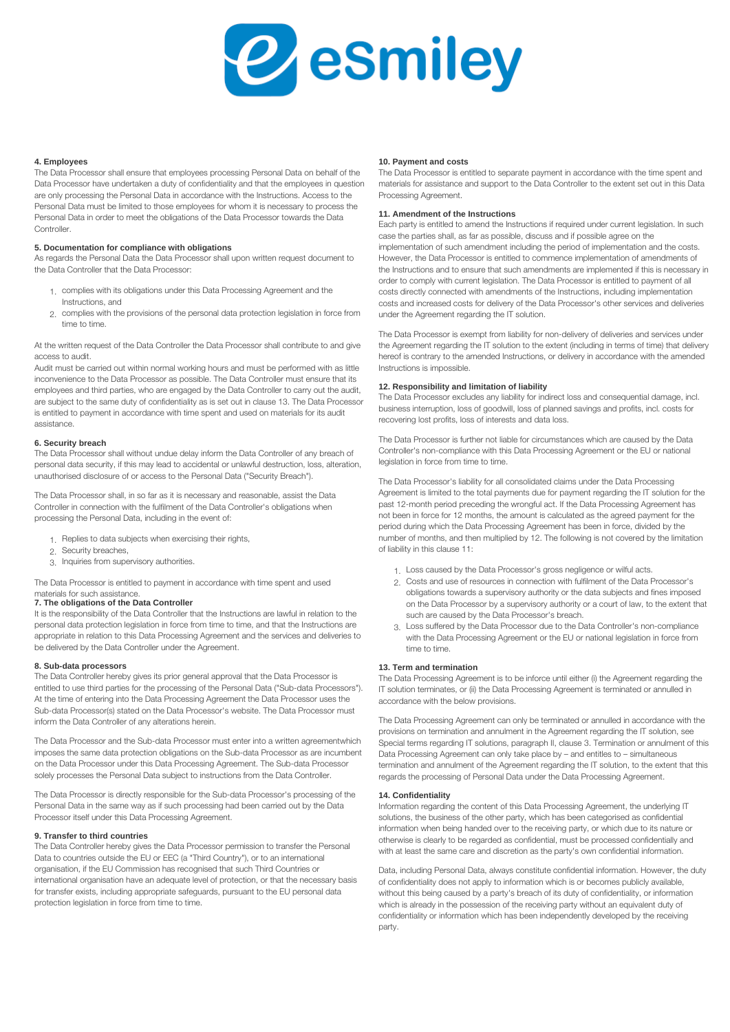### 4. Employees

The Data Processor shall ensure that employees processing Personal Data on behalf of the Data Processor have undertaken a duty of confidentiality and that the employees in question are only processing the Personal Data in accordance with the Instructions. Access to the Personal Data must be limited to those employees for whom it is necessary to process the Personal Data in order to meet the obligations of the Data Processor towards the Data Controller.

### 5. Documentation for compliance with obligations

As regards the Personal Data the Data Processor shall upon written request document to the Data Controller that the Data Processor:

1. complies with its obligations under this Data Processing Agreement and the Instructions, and
2. complies with the provisions of the personal data protection legislation in force from time to time.

At the written request of the Data Controller the Data Processor shall contribute to and give access to audit.

Audit must be carried out within normal working hours and must be performed with as little inconvenience to the Data Processor as possible. The Data Controller must ensure that its employees and third parties, who are engaged by the Data Controller to carry out the audit, are subject to the same duty of confidentiality as is set out in clause 13. The Data Processor is entitled to payment in accordance with time spent and used on materials for its audit assistance.

### 6. Security breach

The Data Processor shall without undue delay inform the Data Controller of any breach of personal data security, if this may lead to accidental or unlawful destruction, loss, alteration, unauthorised disclosure of or access to the Personal Data ("Security Breach").

The Data Processor shall, in so far as it is necessary and reasonable, assist the Data Controller in connection with the fulfilment of the Data Controller's obligations when processing the Personal Data, including in the event of:

1. Replies to data subjects when exercising their rights,
2. Security breaches,
3. Inquiries from supervisory authorities.

The Data Processor is entitled to payment in accordance with time spent and used materials for such assistance.

### 7. The obligations of the Data Controller

It is the responsibility of the Data Controller that the Instructions are lawful in relation to the personal data protection legislation in force from time to time, and that the Instructions are appropriate in relation to this Data Processing Agreement and the services and deliveries to be delivered by the Data Controller under the Agreement.

### 8. Sub-data processors

The Data Controller hereby gives its prior general approval that the Data Processor is entitled to use third parties for the processing of the Personal Data ("Sub-data Processors"). At the time of entering into the Data Processing Agreement the Data Processor uses the Sub-data Processor(s) stated on the Data Processor's website. The Data Processor must inform the Data Controller of any alterations herein.

The Data Processor and the Sub-data Processor must enter into a written agreementwhich imposes the same data protection obligations on the Sub-data Processor as are incumbent on the Data Processor under this Data Processing Agreement. The Sub-data Processor solely processes the Personal Data subject to instructions from the Data Controller.

The Data Processor is directly responsible for the Sub-data Processor's processing of the Personal Data in the same way as if such processing had been carried out by the Data Processor itself under this Data Processing Agreement.

### 9. Transfer to third countries

The Data Controller hereby gives the Data Processor permission to transfer the Personal Data to countries outside the EU or EEC (a "Third Country"), or to an international organisation, if the EU Commission has recognised that such Third Countries or international organisation have an adequate level of protection, or that the necessary basis for transfer exists, including appropriate safeguards, pursuant to the EU personal data protection legislation in force from time to time.

### 10. Payment and costs

The Data Processor is entitled to separate payment in accordance with the time spent and materials for assistance and support to the Data Controller to the extent set out in this Data Processing Agreement.

### 11. Amendment of the Instructions

Each party is entitled to amend the Instructions if required under current legislation. In such case the parties shall, as far as possible, discuss and if possible agree on the implementation of such amendment including the period of implementation and the costs. However, the Data Processor is entitled to commence implementation of amendments of the Instructions and to ensure that such amendments are implemented if this is necessary in order to comply with current legislation. The Data Processor is entitled to payment of all costs directly connected with amendments of the Instructions, including implementation costs and increased costs for delivery of the Data Processor's other services and deliveries under the Agreement regarding the IT solution.

The Data Processor is exempt from liability for non-delivery of deliveries and services under the Agreement regarding the IT solution to the extent (including in terms of time) that delivery hereof is contrary to the amended Instructions, or delivery in accordance with the amended Instructions is impossible.

### 12. Responsibility and limitation of liability

The Data Processor excludes any liability for indirect loss and consequential damage, incl. business interruption, loss of goodwill, loss of planned savings and profits, incl. costs for recovering lost profits, loss of interests and data loss.

The Data Processor is further not liable for circumstances which are caused by the Data Controller's non-compliance with this Data Processing Agreement or the EU or national legislation in force from time to time.

The Data Processor's liability for all consolidated claims under the Data Processing Agreement is limited to the total payments due for payment regarding the IT solution for the past 12-month period preceding the wrongful act. If the Data Processing Agreement has not been in force for 12 months, the amount is calculated as the agreed payment for the period during which the Data Processing Agreement has been in force, divided by the number of months, and then multiplied by 12. The following is not covered by the limitation of liability in this clause 11:

1. Loss caused by the Data Processor's gross negligence or wilful acts.
2. Costs and use of resources in connection with fulfilment of the Data Processor's obligations towards a supervisory authority or the data subjects and fines imposed on the Data Processor by a supervisory authority or a court of law, to the extent that such are caused by the Data Processor's breach.
3. Loss suffered by the Data Processor due to the Data Controller's non-compliance with the Data Processing Agreement or the EU or national legislation in force from time to time.

### 13. Term and termination

The Data Processing Agreement is to be inforce until either (i) the Agreement regarding the IT solution terminates, or (ii) the Data Processing Agreement is terminated or annulled in accordance with the below provisions.

The Data Processing Agreement can only be terminated or annulled in accordance with the provisions on termination and annulment in the Agreement regarding the IT solution, see Special terms regarding IT solutions, paragraph II, clause 3. Termination or annulment of this Data Processing Agreement can only take place by – and entitles to – simultaneous termination and annulment of the Agreement regarding the IT solution, to the extent that this regards the processing of Personal Data under the Data Processing Agreement.

### 14. Confidentiality

Information regarding the content of this Data Processing Agreement, the underlying IT solutions, the business of the other party, which has been categorised as confidential information when being handed over to the receiving party, or which due to its nature or otherwise is clearly to be regarded as confidential, must be processed confidentially and with at least the same care and discretion as the party's own confidential information.

Data, including Personal Data, always constitute confidential information. However, the duty of confidentiality does not apply to information which is or becomes publicly available, without this being caused by a party's breach of its duty of confidentiality, or information which is already in the possession of the receiving party without an equivalent duty of confidentiality or information which has been independently developed by the receiving party.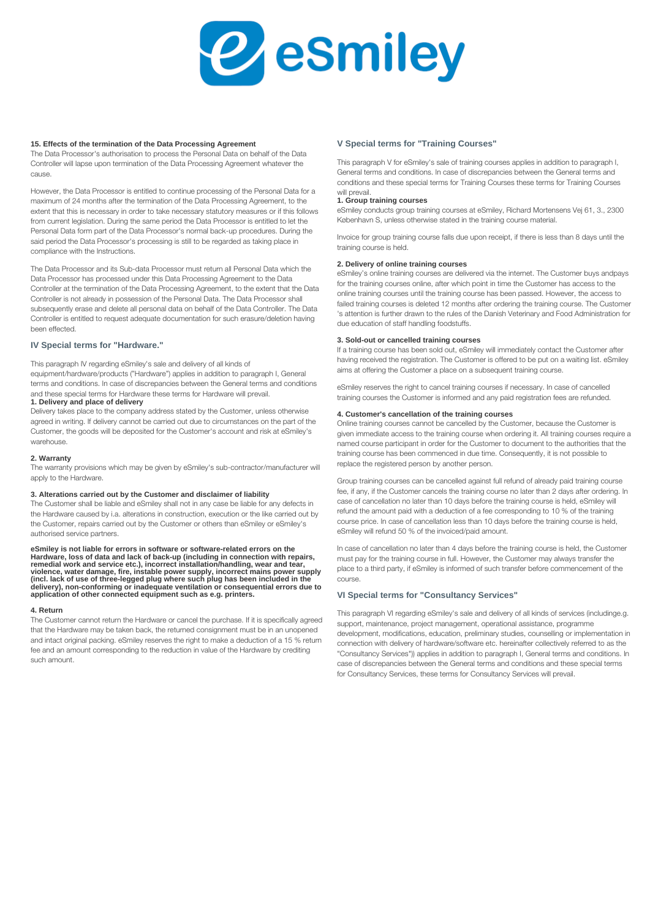### 15. Effects of the termination of the Data Processing Agreement

The Data Processor's authorisation to process the Personal Data on behalf of the Data Controller will lapse upon termination of the Data Processing Agreement whatever the cause.

However, the Data Processor is entitled to continue processing of the Personal Data for a maximum of 24 months after the termination of the Data Processing Agreement, to the extent that this is necessary in order to take necessary statutory measures or if this follows from current legislation. During the same period the Data Processor is entitled to let the Personal Data form part of the Data Processor's normal back-up procedures. During the said period the Data Processor's processing is still to be regarded as taking place in compliance with the Instructions.

The Data Processor and its Sub-data Processor must return all Personal Data which the Data Processor has processed under this Data Processing Agreement to the Data Controller at the termination of the Data Processing Agreement, to the extent that the Data Controller is not already in possession of the Personal Data. The Data Processor shall subsequently erase and delete all personal data on behalf of the Data Controller. The Data Controller is entitled to request adequate documentation for such erasure/deletion having been effected.

## IV Special terms for "Hardware."

This paragraph IV regarding eSmiley's sale and delivery of all kinds of equipment/hardware/products ("Hardware") applies in addition to paragraph I, General terms and conditions. In case of discrepancies between the General terms and conditions and these special terms for Hardware these terms for Hardware will prevail.

### 1. Delivery and place of delivery

Delivery takes place to the company address stated by the Customer, unless otherwise agreed in writing. If delivery cannot be carried out due to circumstances on the part of the Customer, the goods will be deposited for the Customer's account and risk at eSmiley's warehouse.

### 2. Warranty

The warranty provisions which may be given by eSmiley's sub-contractor/manufacturer will apply to the Hardware.

### 3. Alterations carried out by the Customer and disclaimer of liability

The Customer shall be liable and eSmiley shall not in any case be liable for any defects in the Hardware caused by i.a. alterations in construction, execution or the like carried out by the Customer, repairs carried out by the Customer or others than eSmiley or eSmiley's authorised service partners.

**eSmiley is not liable for errors in software or software-related errors on the Hardware, loss of data and lack of back-up (including in connection with repairs, remedial work and service etc.), incorrect installation/handling, wear and tear, violence, water damage, fire, instable power supply, incorrect mains power supply (incl. lack of use of three-legged plug where such plug has been included in the delivery), non-conforming or inadequate ventilation or consequential errors due to application of other connected equipment such as e.g. printers.**

### 4. Return

The Customer cannot return the Hardware or cancel the purchase. If it is specifically agreed that the Hardware may be taken back, the returned consignment must be in an unopened and intact original packing. eSmiley reserves the right to make a deduction of a 15 % return fee and an amount corresponding to the reduction in value of the Hardware by crediting such amount.

## V Special terms for "Training Courses"

This paragraph V for eSmiley's sale of training courses applies in addition to paragraph I, General terms and conditions. In case of discrepancies between the General terms and conditions and these special terms for Training Courses these terms for Training Courses will prevail.

### 1. Group training courses

eSmiley conducts group training courses at eSmiley, Richard Mortensens Vej 61, 3., 2300 København S, unless otherwise stated in the training course material.

Invoice for group training course falls due upon receipt, if there is less than 8 days until the training course is held.

### 2. Delivery of online training courses

eSmiley's online training courses are delivered via the internet. The Customer buys andpays for the training courses online, after which point in time the Customer has access to the online training courses until the training course has been passed. However, the access to failed training courses is deleted 12 months after ordering the training course. The Customer 's attention is further drawn to the rules of the Danish Veterinary and Food Administration for due education of staff handling foodstuffs.

### 3. Sold-out or cancelled training courses

If a training course has been sold out, eSmiley will immediately contact the Customer after having received the registration. The Customer is offered to be put on a waiting list. eSmiley aims at offering the Customer a place on a subsequent training course.

eSmiley reserves the right to cancel training courses if necessary. In case of cancelled training courses the Customer is informed and any paid registration fees are refunded.

### 4. Customer's cancellation of the training courses

Online training courses cannot be cancelled by the Customer, because the Customer is given immediate access to the training course when ordering it. All training courses require a named course participant in order for the Customer to document to the authorities that the training course has been commenced in due time. Consequently, it is not possible to replace the registered person by another person.

Group training courses can be cancelled against full refund of already paid training course fee, if any, if the Customer cancels the training course no later than 2 days after ordering. In case of cancellation no later than 10 days before the training course is held, eSmiley will refund the amount paid with a deduction of a fee corresponding to 10 % of the training course price. In case of cancellation less than 10 days before the training course is held, eSmiley will refund 50 % of the invoiced/paid amount.

In case of cancellation no later than 4 days before the training course is held, the Customer must pay for the training course in full. However, the Customer may always transfer the place to a third party, if eSmiley is informed of such transfer before commencement of the course.

## VI Special terms for "Consultancy Services"

This paragraph VI regarding eSmiley's sale and delivery of all kinds of services (includinge.g. support, maintenance, project management, operational assistance, programme development, modifications, education, preliminary studies, counselling or implementation in connection with delivery of hardware/software etc. hereinafter collectively referred to as the "Consultancy Services")) applies in addition to paragraph I, General terms and conditions. In case of discrepancies between the General terms and conditions and these special terms for Consultancy Services, these terms for Consultancy Services will prevail.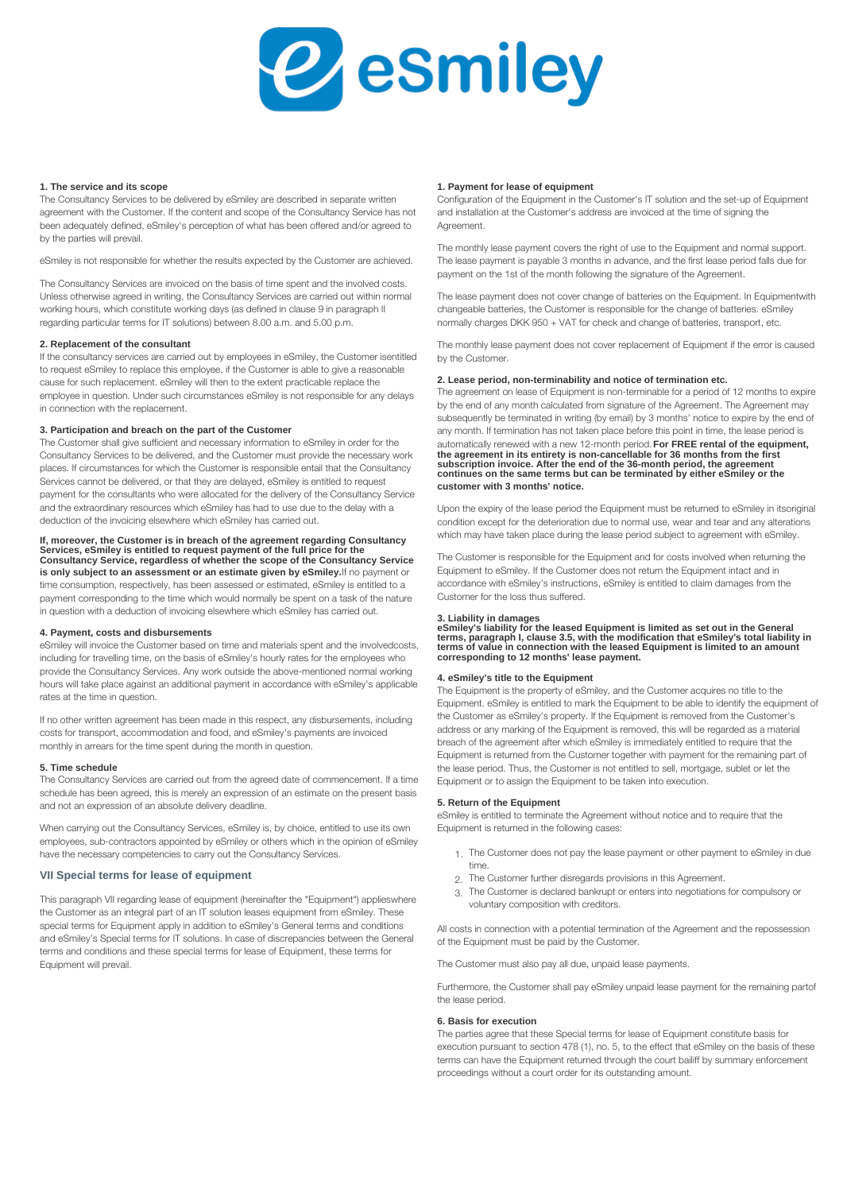# eSmiley

### 1. The service and its scope

The Consultancy Services to be delivered by eSmiley are described in separate written agreement with the Customer. If the content and scope of the Consultancy Service has not been adequately defined, eSmiley's perception of what has been offered and/or agreed to by the parties will prevail.

eSmiley is not responsible for whether the results expected by the Customer are achieved.

The Consultancy Services are invoiced on the basis of time spent and the involved costs. Unless otherwise agreed in writing, the Consultancy Services are carried out within normal working hours, which constitute working days (as defined in clause 9 in paragraph II regarding particular terms for IT solutions) between 8.00 a.m. and 5.00 p.m.

### 2. Replacement of the consultant

If the consultancy services are carried out by employees in eSmiley, the Customer isentitled to request eSmiley to replace this employee, if the Customer is able to give a reasonable cause for such replacement. eSmiley will then to the extent practicable replace the employee in question. Under such circumstances eSmiley is not responsible for any delays in connection with the replacement.

### 3. Participation and breach on the part of the Customer

The Customer shall give sufficient and necessary information to eSmiley in order for the Consultancy Services to be delivered, and the Customer must provide the necessary work places. If circumstances for which the Customer is responsible entail that the Consultancy Services cannot be delivered, or that they are delayed, eSmiley is entitled to request payment for the consultants who were allocated for the delivery of the Consultancy Service and the extraordinary resources which eSmiley has had to use due to the delay with a deduction of the invoicing elsewhere which eSmiley has carried out.

**If, moreover, the Customer is in breach of the agreement regarding Consultancy Services, eSmiley is entitled to request payment of the full price for the Consultancy Service, regardless of whether the scope of the Consultancy Service is only subject to an assessment or an estimate given by eSmiley.** If no payment or time consumption, respectively, has been assessed or estimated, eSmiley is entitled to a payment corresponding to the time which would normally be spent on a task of the nature in question with a deduction of invoicing elsewhere which eSmiley has carried out.

### 4. Payment, costs and disbursements

eSmiley will invoice the Customer based on time and materials spent and the involvedcosts, including for travelling time, on the basis of eSmiley's hourly rates for the employees who provide the Consultancy Services. Any work outside the above-mentioned normal working hours will take place against an additional payment in accordance with eSmiley's applicable rates at the time in question.

If no other written agreement has been made in this respect, any disbursements, including costs for transport, accommodation and food, and eSmiley's payments are invoiced monthly in arrears for the time spent during the month in question.

### 5. Time schedule

The Consultancy Services are carried out from the agreed date of commencement. If a time schedule has been agreed, this is merely an expression of an estimate on the present basis and not an expression of an absolute delivery deadline.

When carrying out the Consultancy Services, eSmiley is, by choice, entitled to use its own employees, sub-contractors appointed by eSmiley or others which in the opinion of eSmiley have the necessary competencies to carry out the Consultancy Services.

## VII Special terms for lease of equipment

This paragraph VII regarding lease of equipment (hereinafter the "Equipment") applieswhere the Customer as an integral part of an IT solution leases equipment from eSmiley. These special terms for Equipment apply in addition to eSmiley's General terms and conditions and eSmiley's Special terms for IT solutions. In case of discrepancies between the General terms and conditions and these special terms for lease of Equipment, these terms for Equipment will prevail.

### 1. Payment for lease of equipment

Configuration of the Equipment in the Customer's IT solution and the set-up of Equipment and installation at the Customer's address are invoiced at the time of signing the Agreement.

The monthly lease payment covers the right of use to the Equipment and normal support. The lease payment is payable 3 months in advance, and the first lease period falls due for payment on the 1st of the month following the signature of the Agreement.

The lease payment does not cover change of batteries on the Equipment. In Equipmentwith changeable batteries, the Customer is responsible for the change of batteries. eSmiley normally charges DKK 950 + VAT for check and change of batteries, transport, etc.

The monthly lease payment does not cover replacement of Equipment if the error is caused by the Customer.

### 2. Lease period, non-terminability and notice of termination etc.

The agreement on lease of Equipment is non-terminable for a period of 12 months to expire by the end of any month calculated from signature of the Agreement. The Agreement may subsequently be terminated in writing (by email) by 3 months' notice to expire by the end of any month. If termination has not taken place before this point in time, the lease period is automatically renewed with a new 12-month period. **For FREE rental of the equipment, the agreement in its entirety is non-cancellable for 36 months from the first subscription invoice. After the end of the 36-month period, the agreement continues on the same terms but can be terminated by either eSmiley or the customer with 3 months' notice.**

Upon the expiry of the lease period the Equipment must be returned to eSmiley in itsoriginal condition except for the deterioration due to normal use, wear and tear and any alterations which may have taken place during the lease period subject to agreement with eSmiley.

The Customer is responsible for the Equipment and for costs involved when returning the Equipment to eSmiley. If the Customer does not return the Equipment intact and in accordance with eSmiley's instructions, eSmiley is entitled to claim damages from the Customer for the loss thus suffered.

### 3. Liability in damages

**eSmiley's liability for the leased Equipment is limited as set out in the General terms, paragraph I, clause 3.5, with the modification that eSmiley's total liability in terms of value in connection with the leased Equipment is limited to an amount corresponding to 12 months' lease payment.**

### 4. eSmiley's title to the Equipment

The Equipment is the property of eSmiley, and the Customer acquires no title to the Equipment. eSmiley is entitled to mark the Equipment to be able to identify the equipment of the Customer as eSmiley's property. If the Equipment is removed from the Customer's address or any marking of the Equipment is removed, this will be regarded as a material breach of the agreement after which eSmiley is immediately entitled to require that the Equipment is returned from the Customer together with payment for the remaining part of the lease period. Thus, the Customer is not entitled to sell, mortgage, sublet or let the Equipment or to assign the Equipment to be taken into execution.

### 5. Return of the Equipment

eSmiley is entitled to terminate the Agreement without notice and to require that the Equipment is returned in the following cases:

1. The Customer does not pay the lease payment or other payment to eSmiley in due time.
2. The Customer further disregards provisions in this Agreement.
3. The Customer is declared bankrupt or enters into negotiations for compulsory or voluntary composition with creditors.

All costs in connection with a potential termination of the Agreement and the repossession of the Equipment must be paid by the Customer.

The Customer must also pay all due, unpaid lease payments.

Furthermore, the Customer shall pay eSmiley unpaid lease payment for the remaining partof the lease period.

### 6. Basis for execution

The parties agree that these Special terms for lease of Equipment constitute basis for execution pursuant to section 478 (1), no. 5, to the effect that eSmiley on the basis of these terms can have the Equipment returned through the court bailiff by summary enforcement proceedings without a court order for its outstanding amount.